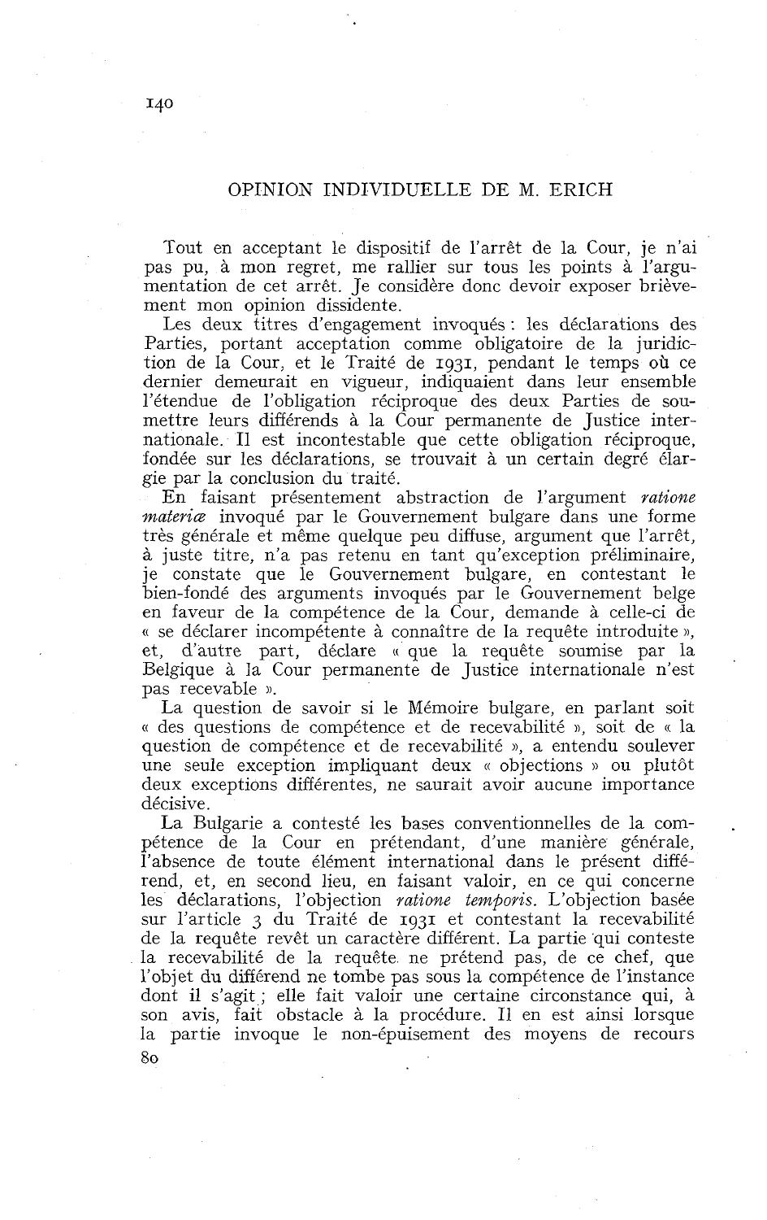## OPINION INDIVIDUELLE DE M. ERICH

Tout en acceptant le dispositif de l'arrêt de la Cour, je n'ai pas pu, à mon regret, me rallier sur tous les points à l'argumentation de cet arrêt. Je considère donc devoir exposer brièvement mon opinion dissidente.

Les deux titres d'engagement invoqués : les déclarations des Parties, portant acceptation comme obligatoire de la juridiction de la Cour, et le Traité de 1931, pendant le temps où ce dernier demeurait en vigueur, indiquaient dans leur ensemble l'étendue de l'obligation réciproque des deux Parties de soumettre leurs différends à la Cour permanente de Justice internationale. Il est incontestable que cette obligation réciproque, fondée sur les déclarations, se trouvait à un certain degré élargie par la conclusion du traité.

En faisant présentement abstraction de l'argument *ratione materiæ* invoqué par le Gouvernement bulgare dans une forme très générale et même quelque peu diffuse, argument que l'arrêt, à juste titre, n'a pas retenu en tant qu'exception préliminaire, je constate que le Gouvernement bulgare, en contestant le bien-fondé des arguments invoqués par le Gouvernement belge en faveur de la compétence de la Cour, demande à celle-ci de « se déclarer incompétente à connaître de la requête introduite », et, d'autre part, déclare « que la requête soumise par la Belgique à la Cour permanente de Justice internationale n'est pas recevable ».

La question de savoir si le Mémoire bulgare, en parlant soit « des questions de compétence et de recevabilité », soit de « la question de compétence et de recevabilité », a entendu soulever une seule exception impliquant deux « objections » ou plutôt deux exceptions différentes, ne saurait avoir aucune importance décisive.

La Bulgarie a contesté les bases conventionnelles de la compétence de la Cour en prétendant, d'une manière générale, l'absence de toute élément international dans le présent différend, et, en second lieu, en faisant valoir, en ce qui concerne les déclarations, l'objection *ratione temporis*. L'objection basée sur l'article 3 du Traité de 1931 et contestant la recevabilité de la requête revêt un caractère différent. La partie qui conteste la recevabilité de la requête ne prétend pas, de ce chef, que l'objet du différend ne tombe pas sous la compétence de l'instance dont il s'agit ; elle fait valoir une certaine circonstance qui, à son avis, fait obstacle à la procédure. Il en est ainsi lorsque la partie invoque le non-épuisement des moyens de recours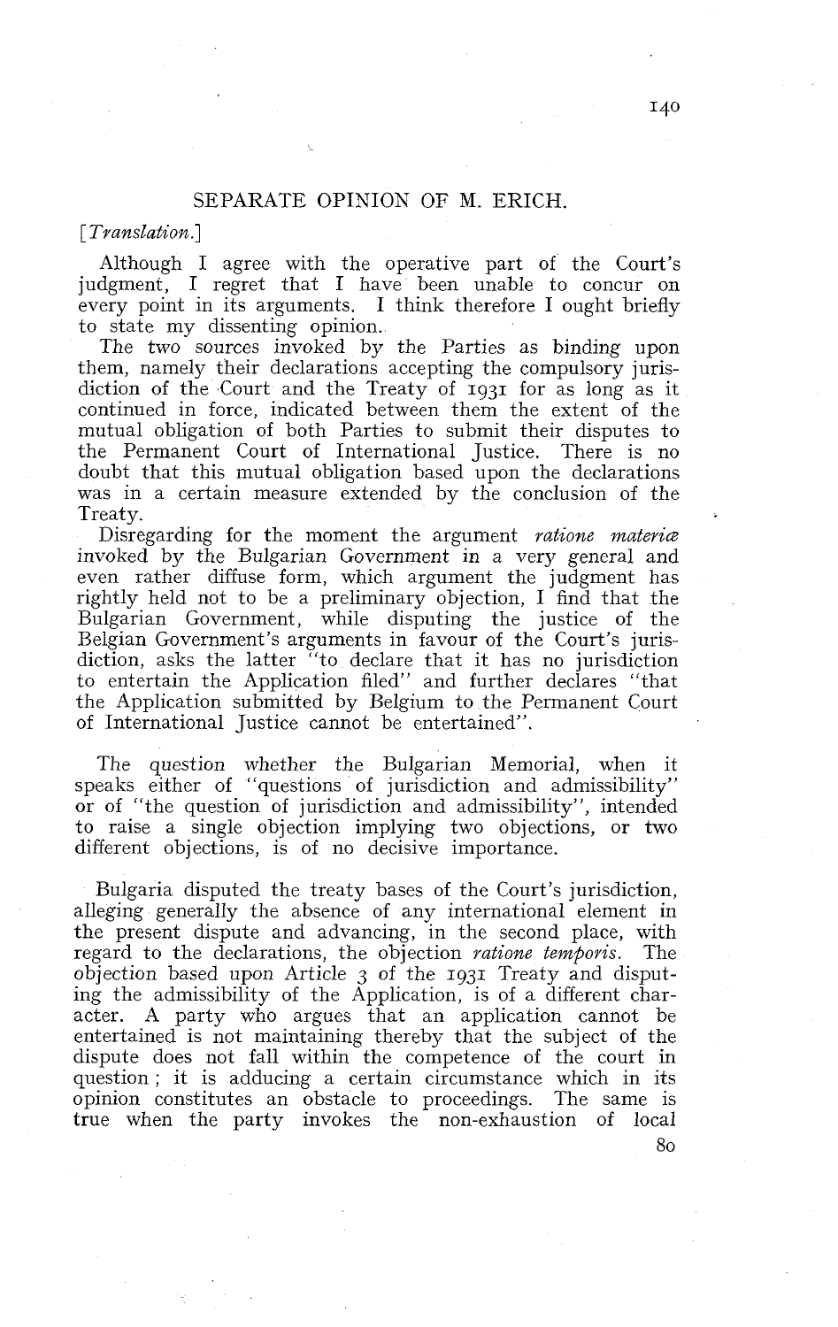## SEPARATE OPINION OF M. ERICH.

*[Translation.]*

Although I agree with the operative part of the Court's judgment, I regret that I have been unable to concur on every point in its arguments. I think therefore I ought briefly to state my dissenting opinion.

The two sources invoked by the Parties as binding upon them, namely their declarations accepting the compulsory jurisdiction of the Court and the Treaty of 1931 for as long as it continued in force, indicated between them the extent of the mutual obligation of both Parties to submit their disputes to the Permanent Court of International Justice. There is no doubt that this mutual obligation based upon the declarations was in a certain measure extended by the conclusion of the Treaty.

Disregarding for the moment the argument *ratione materiæ* invoked by the Bulgarian Government in a very general and even rather diffuse form, which argument the judgment has rightly held not to be a preliminary objection, I find that the Bulgarian Government, while disputing the justice of the Belgian Government's arguments in favour of the Court's jurisdiction, asks the latter "to declare that it has no jurisdiction to entertain the Application filed" and further declares "that the Application submitted by Belgium to the Permanent Court of International Justice cannot be entertained".

The question whether the Bulgarian Memorial, when it speaks either of "questions of jurisdiction and admissibility" or of "the question of jurisdiction and admissibility", intended to raise a single objection implying two objections, or two different objections, is of no decisive importance.

Bulgaria disputed the treaty bases of the Court's jurisdiction, alleging generally the absence of any international element in the present dispute and advancing, in the second place, with regard to the declarations, the objection *ratione temporis*. The objection based upon Article 3 of the 1931 Treaty and disputing the admissibility of the Application, is of a different character. A party who argues that an application cannot be entertained is not maintaining thereby that the subject of the dispute does not fall within the competence of the court in question; it is adducing a certain circumstance which in its opinion constitutes an obstacle to proceedings. The same is true when the party invokes the non-exhaustion of local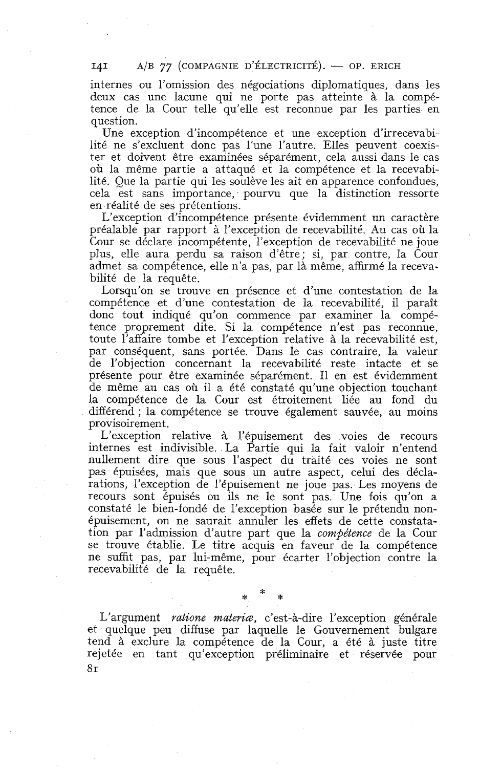internes ou l'omission des négociations diplomatiques, dans les deux cas une lacune qui ne porte pas atteinte à la compétence de la Cour telle qu'elle est reconnue par les parties en question.

Une exception d'incompétence et une exception d'irrecevabilité ne s'excluent donc pas l'une l'autre. Elles peuvent coexister et doivent être examinées séparément, cela aussi dans le cas où la même partie a attaqué et la compétence et la recevabilité. Que la partie qui les soulève les ait en apparence confondues, cela est sans importance, pourvu que la distinction ressorte en réalité de ses prétentions.

L'exception d'incompétence présente évidemment un caractère préalable par rapport à l'exception de recevabilité. Au cas où la Cour se déclare incompétente, l'exception de recevabilité ne joue plus, elle aura perdu sa raison d'être; si, par contre, la Cour admet sa compétence, elle n'a pas, par là même, affirmé la recevabilité de la requête.

Lorsqu'on se trouve en présence et d'une contestation de la compétence et d'une contestation de la recevabilité, il paraît donc tout indiqué qu'on commence par examiner la compétence proprement dite. Si la compétence n'est pas reconnue, toute l'affaire tombe et l'exception relative à la recevabilité est, par conséquent, sans portée. Dans le cas contraire, la valeur de l'objection concernant la recevabilité reste intacte et se présente pour être examinée séparément. Il en est évidemment de même au cas où il a été constaté qu'une objection touchant la compétence de la Cour est étroitement liée au fond du différend ; la compétence se trouve également sauvée, au moins provisoirement.

L'exception relative à l'épuisement des voies de recours internes est indivisible. La Partie qui la fait valoir n'entend nullement dire que sous l'aspect du traité ces voies ne sont pas épuisées, mais que sous un autre aspect, celui des déclarations, l'exception de l'épuisement ne joue pas. Les moyens de recours sont épuisés ou ils ne le sont pas. Une fois qu'on a constaté le bien-fondé de l'exception basée sur le prétendu non-épuisement, on ne saurait annuler les effets de cette constatation par l'admission d'autre part que la *compétence* de la Cour se trouve établie. Le titre acquis en faveur de la compétence ne suffit pas, par lui-même, pour écarter l'objection contre la recevabilité de la requête.

\* \* \*

L'argument *ratione materiæ*, c'est-à-dire l'exception générale et quelque peu diffuse par laquelle le Gouvernement bulgare tend à exclure la compétence de la Cour, a été à juste titre rejetée en tant qu'exception préliminaire et réservée pour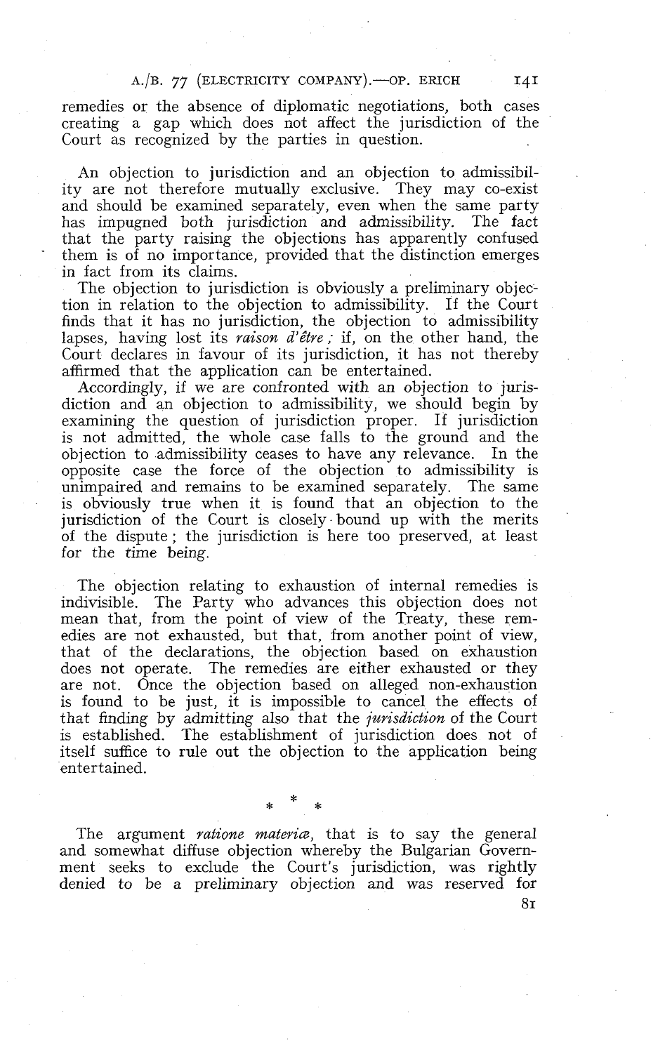remedies or the absence of diplomatic negotiations, both cases creating a gap which does not affect the jurisdiction of the Court as recognized by the parties in question.

An objection to jurisdiction and an objection to admissibility are not therefore mutually exclusive. They may co-exist and should be examined separately, even when the same party has impugned both jurisdiction and admissibility. The fact that the party raising the objections has apparently confused them is of no importance, provided that the distinction emerges in fact from its claims.

The objection to jurisdiction is obviously a preliminary objection in relation to the objection to admissibility. If the Court finds that it has no jurisdiction, the objection to admissibility lapses, having lost its *raison d'être* ; if, on the other hand, the Court declares in favour of its jurisdiction, it has not thereby affirmed that the application can be entertained.

Accordingly, if we are confronted with an objection to jurisdiction and an objection to admissibility, we should begin by examining the question of jurisdiction proper. If jurisdiction is not admitted, the whole case falls to the ground and the objection to admissibility ceases to have any relevance. In the opposite case the force of the objection to admissibility is unimpaired and remains to be examined separately. The same is obviously true when it is found that an objection to the jurisdiction of the Court is closely bound up with the merits of the dispute ; the jurisdiction is here too preserved, at least for the time being.

The objection relating to exhaustion of internal remedies is indivisible. The Party who advances this objection does not mean that, from the point of view of the Treaty, these remedies are not exhausted, but that, from another point of view, that of the declarations, the objection based on exhaustion does not operate. The remedies are either exhausted or they are not. Once the objection based on alleged non-exhaustion is found to be just, it is impossible to cancel the effects of that finding by admitting also that the *jurisdiction* of the Court is established. The establishment of jurisdiction does not of itself suffice to rule out the objection to the application being entertained.

\* \* \*

The argument *ratione materiæ*, that is to say the general and somewhat diffuse objection whereby the Bulgarian Government seeks to exclude the Court's jurisdiction, was rightly denied to be a preliminary objection and was reserved for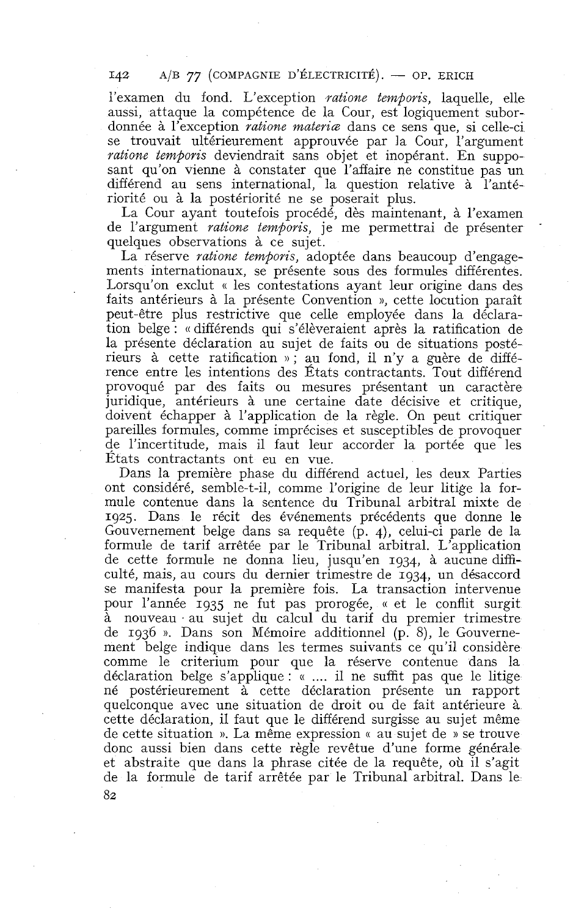l'examen du fond. L'exception *ratione temporis*, laquelle, elle aussi, attaque la compétence de la Cour, est logiquement subordonnée à l'exception *ratione materiæ* dans ce sens que, si celle-ci se trouvait ultérieurement approuvée par la Cour, l'argument *ratione temporis* deviendrait sans objet et inopérant. En supposant qu'on vienne à constater que l'affaire ne constitue pas un différend au sens international, la question relative à l'antériorité ou à la postériorité ne se poserait plus.

La Cour ayant toutefois procédé, dès maintenant, à l'examen de l'argument *ratione temporis*, je me permettrai de présenter quelques observations à ce sujet.

La réserve *ratione temporis*, adoptée dans beaucoup d'engagements internationaux, se présente sous des formules différentes. Lorsqu'on exclut « les contestations ayant leur origine dans des faits antérieurs à la présente Convention », cette locution paraît peut-être plus restrictive que celle employée dans la déclaration belge : « différends qui s'élèveraient après la ratification de la présente déclaration au sujet de faits ou de situations postérieurs à cette ratification » ; au fond, il n'y a guère de différence entre les intentions des États contractants. Tout différend provoqué par des faits ou mesures présentant un caractère juridique, antérieurs à une certaine date décisive et critique, doivent échapper à l'application de la règle. On peut critiquer pareilles formules, comme imprécises et susceptibles de provoquer de l'incertitude, mais il faut leur accorder la portée que les États contractants ont eu en vue.

Dans la première phase du différend actuel, les deux Parties ont considéré, semble-t-il, comme l'origine de leur litige la formule contenue dans la sentence du Tribunal arbitral mixte de 1925. Dans le récit des événements précédents que donne le Gouvernement belge dans sa requête (p. 4), celui-ci parle de la formule de tarif arrêtée par le Tribunal arbitral. L'application de cette formule ne donna lieu, jusqu'en 1934, à aucune difficulté, mais, au cours du dernier trimestre de 1934, un désaccord se manifesta pour la première fois. La transaction intervenue pour l'année 1935 ne fut pas prorogée, « et le conflit surgit à nouveau au sujet du calcul du tarif du premier trimestre de 1936 ». Dans son Mémoire additionnel (p. 8), le Gouvernement belge indique dans les termes suivants ce qu'il considère comme le criterium pour que la réserve contenue dans la déclaration belge s'applique : « .... il ne suffit pas que le litige né postérieurement à cette déclaration présente un rapport quelconque avec une situation de droit ou de fait antérieure à cette déclaration, il faut que le différend surgisse au sujet même de cette situation ». La même expression « au sujet de » se trouve donc aussi bien dans cette règle revêtue d'une forme générale et abstraite que dans la phrase citée de la requête, où il s'agit de la formule de tarif arrêtée par le Tribunal arbitral. Dans le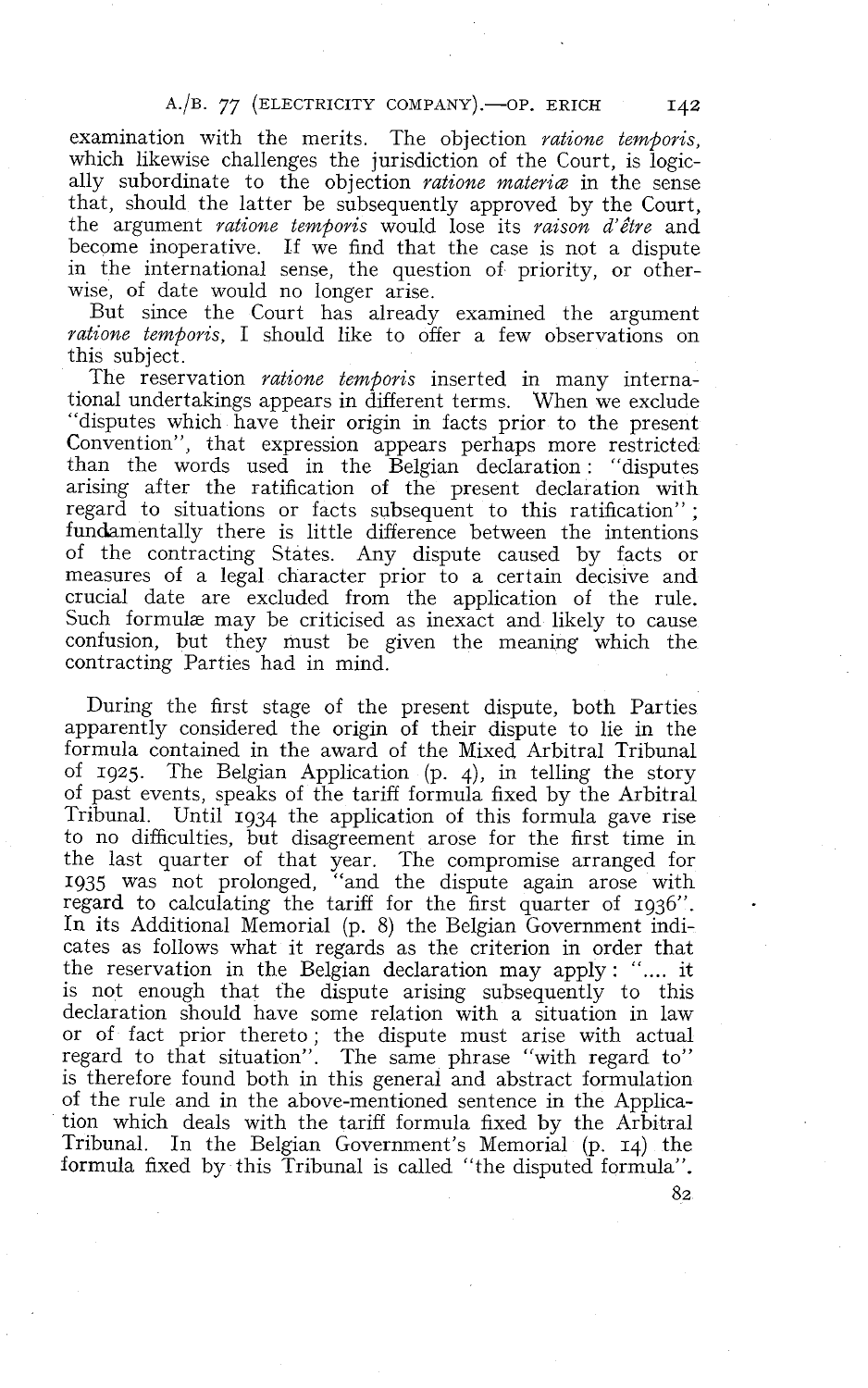examination with the merits. The objection *ratione temporis*, which likewise challenges the jurisdiction of the Court, is logically subordinate to the objection *ratione materiæ* in the sense that, should the latter be subsequently approved by the Court, the argument *ratione temporis* would lose its *raison d'être* and become inoperative. If we find that the case is not a dispute in the international sense, the question of priority, or otherwise, of date would no longer arise.

But since the Court has already examined the argument *ratione temporis*, I should like to offer a few observations on this subject.

The reservation *ratione temporis* inserted in many international undertakings appears in different terms. When we exclude "disputes which have their origin in facts prior to the present Convention", that expression appears perhaps more restricted than the words used in the Belgian declaration: "disputes arising after the ratification of the present declaration with regard to situations or facts subsequent to this ratification"; fundamentally there is little difference between the intentions of the contracting States. Any dispute caused by facts or measures of a legal character prior to a certain decisive and crucial date are excluded from the application of the rule. Such formulæ may be criticised as inexact and likely to cause confusion, but they must be given the meaning which the contracting Parties had in mind.

During the first stage of the present dispute, both Parties apparently considered the origin of their dispute to lie in the formula contained in the award of the Mixed Arbitral Tribunal of 1925. The Belgian Application (p. 4), in telling the story of past events, speaks of the tariff formula fixed by the Arbitral Tribunal. Until 1934 the application of this formula gave rise to no difficulties, but disagreement arose for the first time in the last quarter of that year. The compromise arranged for 1935 was not prolonged, "and the dispute again arose with regard to calculating the tariff for the first quarter of 1936". In its Additional Memorial (p. 8) the Belgian Government indicates as follows what it regards as the criterion in order that the reservation in the Belgian declaration may apply: ".... it is not enough that the dispute arising subsequently to this declaration should have some relation with a situation in law or of fact prior thereto; the dispute must arise with actual regard to that situation". The same phrase "with regard to" is therefore found both in this general and abstract formulation of the rule and in the above-mentioned sentence in the Application which deals with the tariff formula fixed by the Arbitral Tribunal. In the Belgian Government's Memorial (p. 14) the formula fixed by this Tribunal is called "the disputed formula".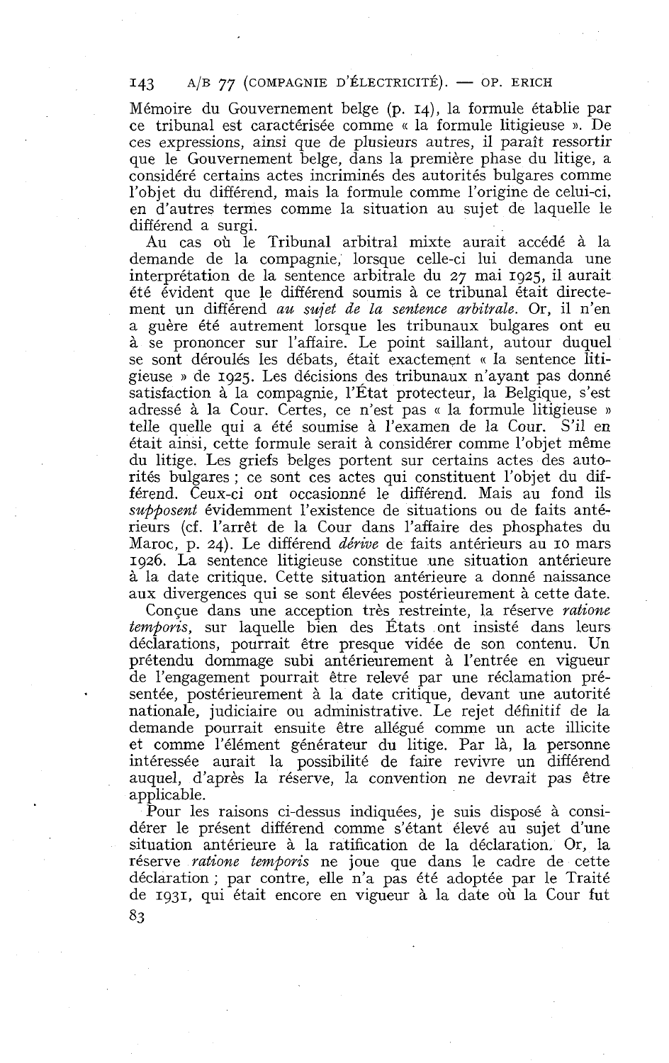Mémoire du Gouvernement belge (p. 14), la formule établie par ce tribunal est caractérisée comme « la formule litigieuse ». De ces expressions, ainsi que de plusieurs autres, il paraît ressortir que le Gouvernement belge, dans la première phase du litige, a considéré certains actes incriminés des autorités bulgares comme l'objet du différend, mais la formule comme l'origine de celui-ci, en d'autres termes comme la situation au sujet de laquelle le différend a surgi.

Au cas où le Tribunal arbitral mixte aurait accédé à la demande de la compagnie, lorsque celle-ci lui demanda une interprétation de la sentence arbitrale du 27 mai 1925, il aurait été évident que le différend soumis à ce tribunal était directement un différend *au sujet de la sentence arbitrale*. Or, il n'en a guère été autrement lorsque les tribunaux bulgares ont eu à se prononcer sur l'affaire. Le point saillant, autour duquel se sont déroulés les débats, était exactement « la sentence litigieuse » de 1925. Les décisions des tribunaux n'ayant pas donné satisfaction à la compagnie, l'État protecteur, la Belgique, s'est adressé à la Cour. Certes, ce n'est pas « la formule litigieuse » telle quelle qui a été soumise à l'examen de la Cour. S'il en était ainsi, cette formule serait à considérer comme l'objet même du litige. Les griefs belges portent sur certains actes des autorités bulgares ; ce sont ces actes qui constituent l'objet du différend. Ceux-ci ont occasionné le différend. Mais au fond ils *supposent* évidemment l'existence de situations ou de faits antérieurs (cf. l'arrêt de la Cour dans l'affaire des phosphates du Maroc, p. 24). Le différend *dérive* de faits antérieurs au 10 mars 1926. La sentence litigieuse constitue une situation antérieure à la date critique. Cette situation antérieure a donné naissance aux divergences qui se sont élevées postérieurement à cette date.

Conçue dans une acception très restreinte, la réserve *ratione temporis*, sur laquelle bien des États ont insisté dans leurs déclarations, pourrait être presque vidée de son contenu. Un prétendu dommage subi antérieurement à l'entrée en vigueur de l'engagement pourrait être relevé par une réclamation présentée, postérieurement à la date critique, devant une autorité nationale, judiciaire ou administrative. Le rejet définitif de la demande pourrait ensuite être allégué comme un acte illicite et comme l'élément générateur du litige. Par là, la personne intéressée aurait la possibilité de faire revivre un différend auquel, d'après la réserve, la convention ne devrait pas être applicable.

Pour les raisons ci-dessus indiquées, je suis disposé à considérer le présent différend comme s'étant élevé au sujet d'une situation antérieure à la ratification de la déclaration. Or, la réserve *ratione temporis* ne joue que dans le cadre de cette déclaration ; par contre, elle n'a pas été adoptée par le Traité de 1931, qui était encore en vigueur à la date où la Cour fut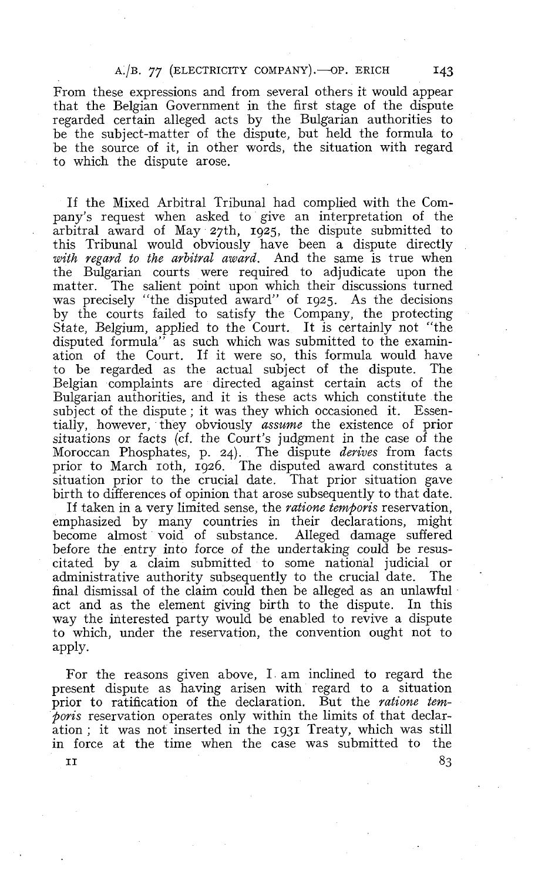From these expressions and from several others it would appear that the Belgian Government in the first stage of the dispute regarded certain alleged acts by the Bulgarian authorities to be the subject-matter of the dispute, but held the formula to be the source of it, in other words, the situation with regard to which the dispute arose.

If the Mixed Arbitral Tribunal had complied with the Company's request when asked to give an interpretation of the arbitral award of May 27th, 1925, the dispute submitted to this Tribunal would obviously have been a dispute directly *with regard to the arbitral award*. And the same is true when the Bulgarian courts were required to adjudicate upon the matter. The salient point upon which their discussions turned was precisely "the disputed award" of 1925. As the decisions by the courts failed to satisfy the Company, the protecting State, Belgium, applied to the Court. It is certainly not "the disputed formula" as such which was submitted to the examination of the Court. If it were so, this formula would have to be regarded as the actual subject of the dispute. The Belgian complaints are directed against certain acts of the Bulgarian authorities, and it is these acts which constitute the subject of the dispute; it was they which occasioned it. Essentially, however, they obviously *assume* the existence of prior situations or facts (cf. the Court's judgment in the case of the Moroccan Phosphates, p. 24). The dispute *derives* from facts prior to March 10th, 1926. The disputed award constitutes a situation prior to the crucial date. That prior situation gave birth to differences of opinion that arose subsequently to that date.

If taken in a very limited sense, the *ratione temporis* reservation, emphasized by many countries in their declarations, might become almost void of substance. Alleged damage suffered before the entry into force of the undertaking could be resuscitated by a claim submitted to some national judicial or administrative authority subsequently to the crucial date. The final dismissal of the claim could then be alleged as an unlawful act and as the element giving birth to the dispute. In this way the interested party would be enabled to revive a dispute to which, under the reservation, the convention ought not to apply.

For the reasons given above, I am inclined to regard the present dispute as having arisen with regard to a situation prior to ratification of the declaration. But the *ratione temporis* reservation operates only within the limits of that declaration; it was not inserted in the 1931 Treaty, which was still in force at the time when the case was submitted to the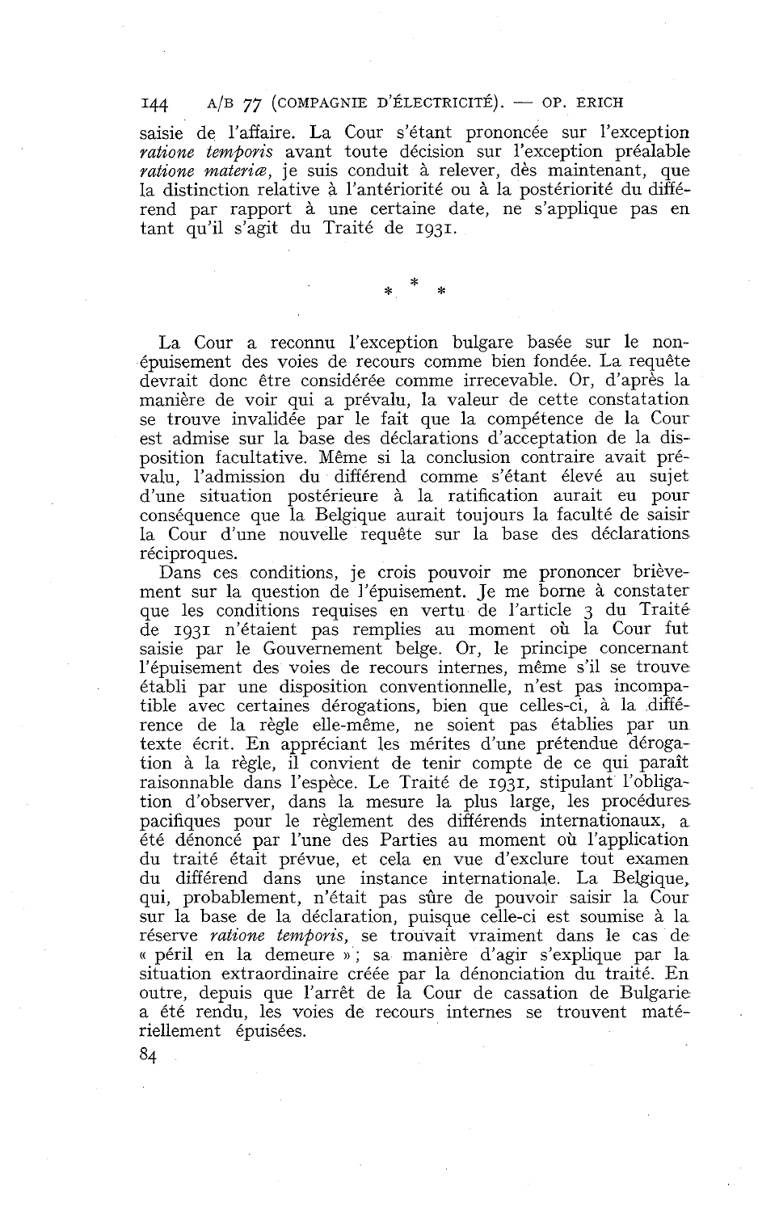saisie de l'affaire. La Cour s'étant prononcée sur l'exception *ratione temporis* avant toute décision sur l'exception préalable *ratione materiæ*, je suis conduit à relever, dès maintenant, que la distinction relative à l'antériorité ou à la postériorité du différend par rapport à une certaine date, ne s'applique pas en tant qu'il s'agit du Traité de 1931.

\* \* \*

La Cour a reconnu l'exception bulgare basée sur le non-épuisement des voies de recours comme bien fondée. La requête devrait donc être considérée comme irrecevable. Or, d'après la manière de voir qui a prévalu, la valeur de cette constatation se trouve invalidée par le fait que la compétence de la Cour est admise sur la base des déclarations d'acceptation de la disposition facultative. Même si la conclusion contraire avait prévalu, l'admission du différend comme s'étant élevé au sujet d'une situation postérieure à la ratification aurait eu pour conséquence que la Belgique aurait toujours la faculté de saisir la Cour d'une nouvelle requête sur la base des déclarations réciproques.

Dans ces conditions, je crois pouvoir me prononcer brièvement sur la question de l'épuisement. Je me borne à constater que les conditions requises en vertu de l'article 3 du Traité de 1931 n'étaient pas remplies au moment où la Cour fut saisie par le Gouvernement belge. Or, le principe concernant l'épuisement des voies de recours internes, même s'il se trouve établi par une disposition conventionnelle, n'est pas incompatible avec certaines dérogations, bien que celles-ci, à la différence de la règle elle-même, ne soient pas établies par un texte écrit. En appréciant les mérites d'une prétendue dérogation à la règle, il convient de tenir compte de ce qui paraît raisonnable dans l'espèce. Le Traité de 1931, stipulant l'obligation d'observer, dans la mesure la plus large, les procédures pacifiques pour le règlement des différends internationaux, a été dénoncé par l'une des Parties au moment où l'application du traité était prévue, et cela en vue d'exclure tout examen du différend dans une instance internationale. La Belgique, qui, probablement, n'était pas sûre de pouvoir saisir la Cour sur la base de la déclaration, puisque celle-ci est soumise à la réserve *ratione temporis*, se trouvait vraiment dans le cas de « péril en la demeure » ; sa manière d'agir s'explique par la situation extraordinaire créée par la dénonciation du traité. En outre, depuis que l'arrêt de la Cour de cassation de Bulgarie a été rendu, les voies de recours internes se trouvent matériellement épuisées.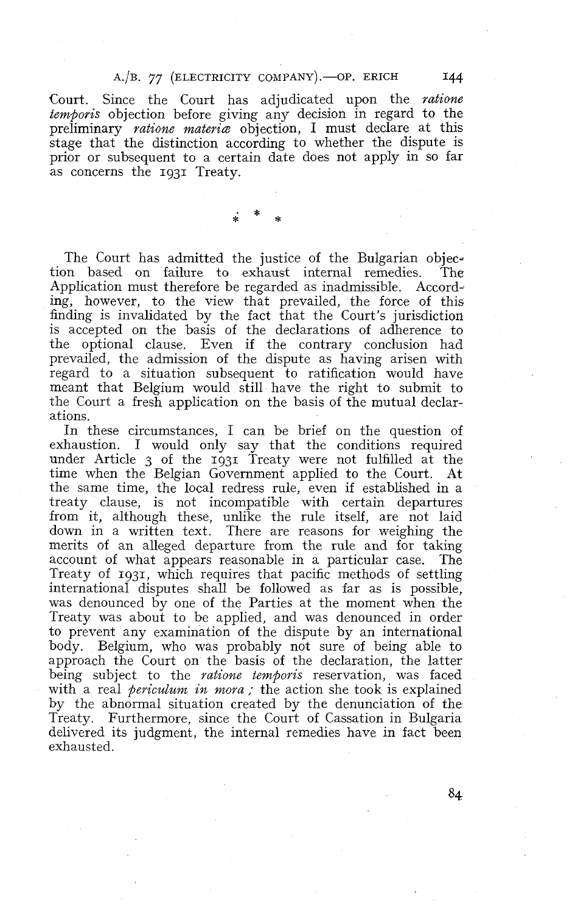Court. Since the Court has adjudicated upon the *ratione temporis* objection before giving any decision in regard to the preliminary *ratione materiæ* objection, I must declare at this stage that the distinction according to whether the dispute is prior or subsequent to a certain date does not apply in so far as concerns the 1931 Treaty.

\* \* \*

The Court has admitted the justice of the Bulgarian objection based on failure to exhaust internal remedies. The Application must therefore be regarded as inadmissible. According, however, to the view that prevailed, the force of this finding is invalidated by the fact that the Court's jurisdiction is accepted on the basis of the declarations of adherence to the optional clause. Even if the contrary conclusion had prevailed, the admission of the dispute as having arisen with regard to a situation subsequent to ratification would have meant that Belgium would still have the right to submit to the Court a fresh application on the basis of the mutual declarations.

In these circumstances, I can be brief on the question of exhaustion. I would only say that the conditions required under Article 3 of the 1931 Treaty were not fulfilled at the time when the Belgian Government applied to the Court. At the same time, the local redress rule, even if established in a treaty clause, is not incompatible with certain departures from it, although these, unlike the rule itself, are not laid down in a written text. There are reasons for weighing the merits of an alleged departure from the rule and for taking account of what appears reasonable in a particular case. The Treaty of 1931, which requires that pacific methods of settling international disputes shall be followed as far as is possible, was denounced by one of the Parties at the moment when the Treaty was about to be applied, and was denounced in order to prevent any examination of the dispute by an international body. Belgium, who was probably not sure of being able to approach the Court on the basis of the declaration, the latter being subject to the *ratione temporis* reservation, was faced with a real *periculum in mora*; the action she took is explained by the abnormal situation created by the denunciation of the Treaty. Furthermore, since the Court of Cassation in Bulgaria delivered its judgment, the internal remedies have in fact been exhausted.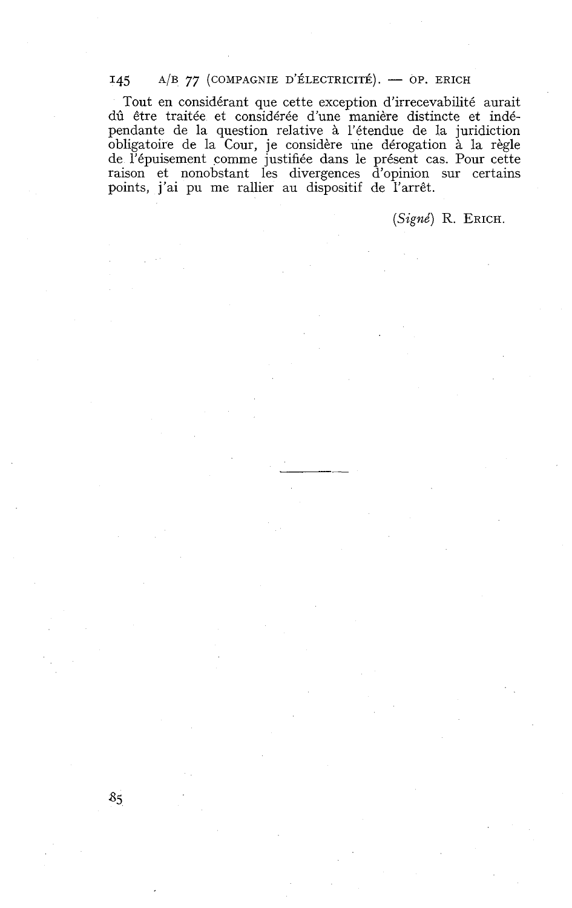Tout en considérant que cette exception d'irrecevabilité aurait dû être traitée et considérée d'une manière distincte et indépendante de la question relative à l'étendue de la juridiction obligatoire de la Cour, je considère une dérogation à la règle de l'épuisement comme justifiée dans le présent cas. Pour cette raison et nonobstant les divergences d'opinion sur certains points, j'ai pu me rallier au dispositif de l'arrêt.

(*Signé*) R. ERICH.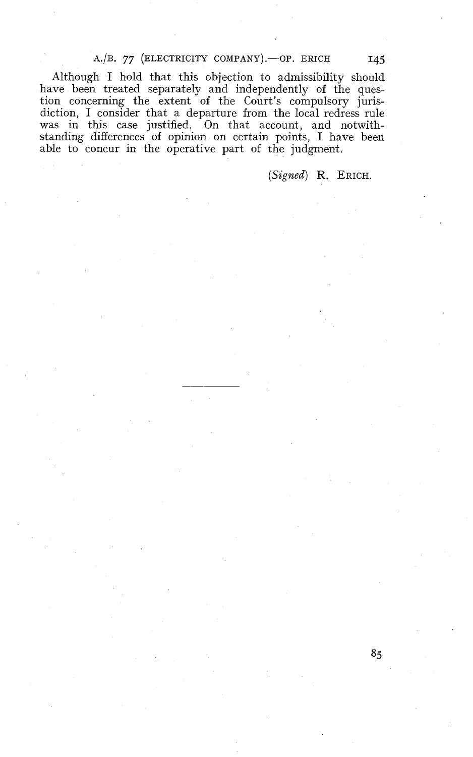Although I hold that this objection to admissibility should have been treated separately and independently of the question concerning the extent of the Court's compulsory jurisdiction, I consider that a departure from the local redress rule was in this case justified. On that account, and notwithstanding differences of opinion on certain points, I have been able to concur in the operative part of the judgment.

(*Signed*) R. ERICH.